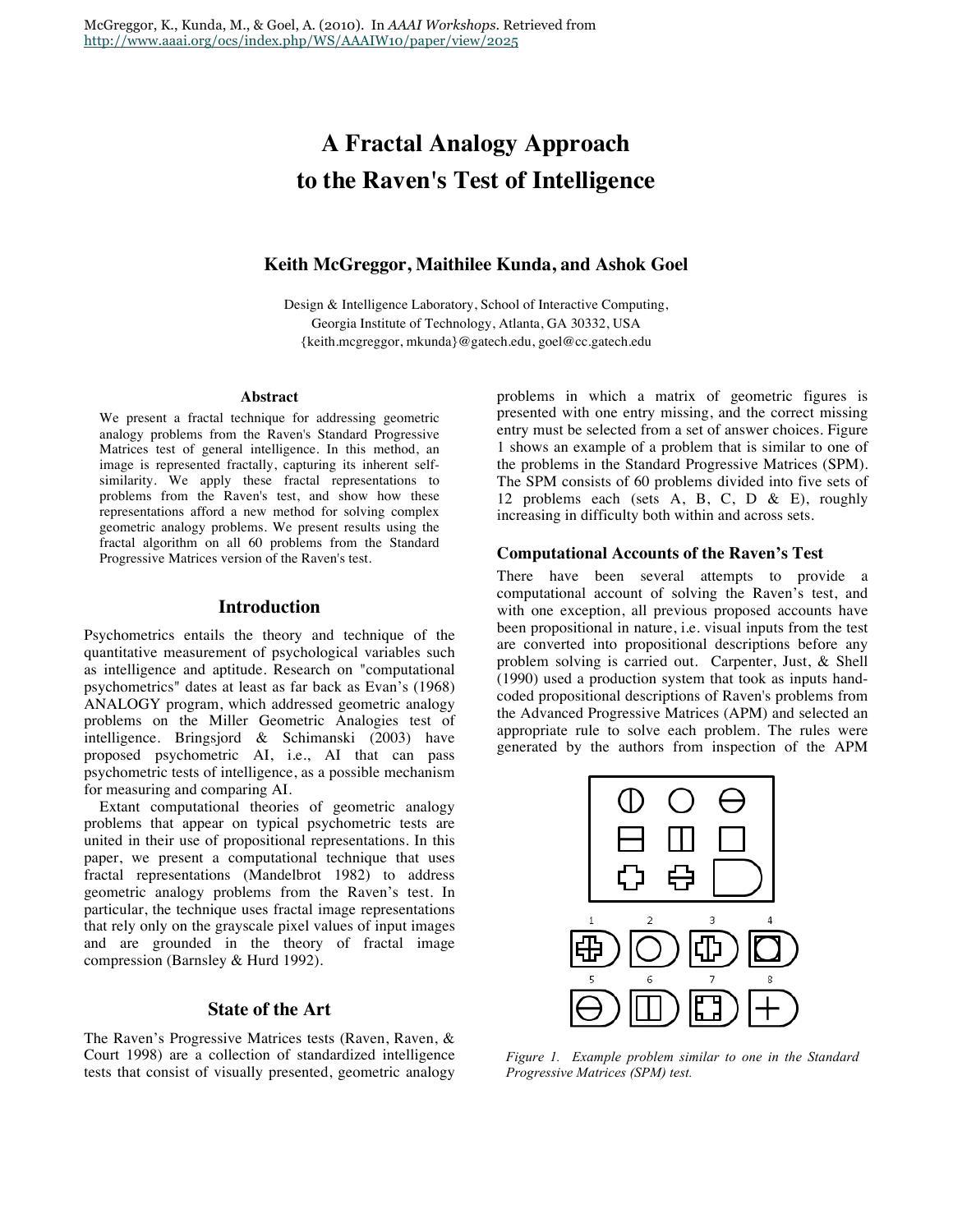McGreggor, K., Kunda, M., & Goel, A. (2010). In *AAAI Workshops*. Retrieved from http://www.aaai.org/ocs/index.php/WS/AAAIW10/paper/view/2025

# A Fractal Analogy Approach to the Raven's Test of Intelligence

**Keith McGreggor, Maithilee Kunda, and Ashok Goel**

Design & Intelligence Laboratory, School of Interactive Computing, Georgia Institute of Technology, Atlanta, GA 30332, USA
{keith.mcgreggor, mkunda}@gatech.edu, goel@cc.gatech.edu

### Abstract

We present a fractal technique for addressing geometric analogy problems from the Raven's Standard Progressive Matrices test of general intelligence. In this method, an image is represented fractally, capturing its inherent self-similarity. We apply these fractal representations to problems from the Raven's test, and show how these representations afford a new method for solving complex geometric analogy problems. We present results using the fractal algorithm on all 60 problems from the Standard Progressive Matrices version of the Raven's test.

## Introduction

Psychometrics entails the theory and technique of the quantitative measurement of psychological variables such as intelligence and aptitude. Research on "computational psychometrics" dates at least as far back as Evan's (1968) ANALOGY program, which addressed geometric analogy problems on the Miller Geometric Analogies test of intelligence. Bringsjord & Schimanski (2003) have proposed psychometric AI, i.e., AI that can pass psychometric tests of intelligence, as a possible mechanism for measuring and comparing AI.

Extant computational theories of geometric analogy problems that appear on typical psychometric tests are united in their use of propositional representations. In this paper, we present a computational technique that uses fractal representations (Mandelbrot 1982) to address geometric analogy problems from the Raven's test. In particular, the technique uses fractal image representations that rely only on the grayscale pixel values of input images and are grounded in the theory of fractal image compression (Barnsley & Hurd 1992).

## State of the Art

The Raven's Progressive Matrices tests (Raven, Raven, & Court 1998) are a collection of standardized intelligence tests that consist of visually presented, geometric analogy problems in which a matrix of geometric figures is presented with one entry missing, and the correct missing entry must be selected from a set of answer choices. Figure 1 shows an example of a problem that is similar to one of the problems in the Standard Progressive Matrices (SPM). The SPM consists of 60 problems divided into five sets of 12 problems each (sets A, B, C, D & E), roughly increasing in difficulty both within and across sets.

### Computational Accounts of the Raven's Test

There have been several attempts to provide a computational account of solving the Raven's test, and with one exception, all previous proposed accounts have been propositional in nature, i.e. visual inputs from the test are converted into propositional descriptions before any problem solving is carried out. Carpenter, Just, & Shell (1990) used a production system that took as inputs hand-coded propositional descriptions of Raven's problems from the Advanced Progressive Matrices (APM) and selected an appropriate rule to solve each problem. The rules were generated by the authors from inspection of the APM

*Figure 1. Example problem similar to one in the Standard Progressive Matrices (SPM) test.*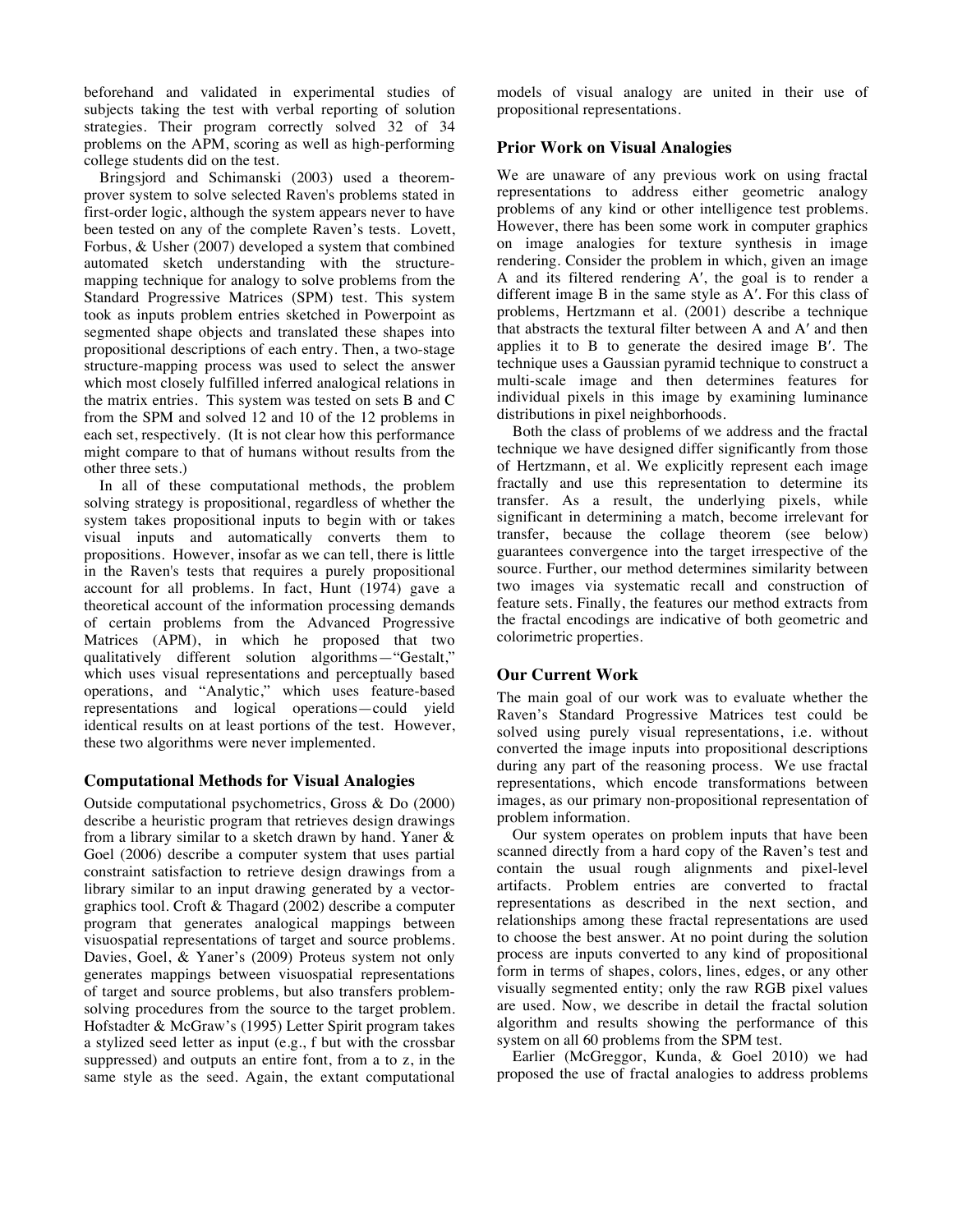beforehand and validated in experimental studies of subjects taking the test with verbal reporting of solution strategies. Their program correctly solved 32 of 34 problems on the APM, scoring as well as high-performing college students did on the test.

Bringsjord and Schimanski (2003) used a theorem-prover system to solve selected Raven's problems stated in first-order logic, although the system appears never to have been tested on any of the complete Raven's tests. Lovett, Forbus, & Usher (2007) developed a system that combined automated sketch understanding with the structure-mapping technique for analogy to solve problems from the Standard Progressive Matrices (SPM) test. This system took as inputs problem entries sketched in Powerpoint as segmented shape objects and translated these shapes into propositional descriptions of each entry. Then, a two-stage structure-mapping process was used to select the answer which most closely fulfilled inferred analogical relations in the matrix entries. This system was tested on sets B and C from the SPM and solved 12 and 10 of the 12 problems in each set, respectively. (It is not clear how this performance might compare to that of humans without results from the other three sets.)

In all of these computational methods, the problem solving strategy is propositional, regardless of whether the system takes propositional inputs to begin with or takes visual inputs and automatically converts them to propositions. However, insofar as we can tell, there is little in the Raven's tests that requires a purely propositional account for all problems. In fact, Hunt (1974) gave a theoretical account of the information processing demands of certain problems from the Advanced Progressive Matrices (APM), in which he proposed that two qualitatively different solution algorithms—"Gestalt," which uses visual representations and perceptually based operations, and "Analytic," which uses feature-based representations and logical operations—could yield identical results on at least portions of the test. However, these two algorithms were never implemented.

### Computational Methods for Visual Analogies

Outside computational psychometrics, Gross & Do (2000) describe a heuristic program that retrieves design drawings from a library similar to a sketch drawn by hand. Yaner & Goel (2006) describe a computer system that uses partial constraint satisfaction to retrieve design drawings from a library similar to an input drawing generated by a vector-graphics tool. Croft & Thagard (2002) describe a computer program that generates analogical mappings between visuospatial representations of target and source problems. Davies, Goel, & Yaner's (2009) Proteus system not only generates mappings between visuospatial representations of target and source problems, but also transfers problem-solving procedures from the source to the target problem. Hofstadter & McGraw's (1995) Letter Spirit program takes a stylized seed letter as input (e.g., f but with the crossbar suppressed) and outputs an entire font, from a to z, in the same style as the seed. Again, the extant computational models of visual analogy are united in their use of propositional representations.

### Prior Work on Visual Analogies

We are unaware of any previous work on using fractal representations to address either geometric analogy problems of any kind or other intelligence test problems. However, there has been some work in computer graphics on image analogies for texture synthesis in image rendering. Consider the problem in which, given an image A and its filtered rendering A′, the goal is to render a different image B in the same style as A′. For this class of problems, Hertzmann et al. (2001) describe a technique that abstracts the textural filter between A and A′ and then applies it to B to generate the desired image B′. The technique uses a Gaussian pyramid technique to construct a multi-scale image and then determines features for individual pixels in this image by examining luminance distributions in pixel neighborhoods.

Both the class of problems of we address and the fractal technique we have designed differ significantly from those of Hertzmann, et al. We explicitly represent each image fractally and use this representation to determine its transfer. As a result, the underlying pixels, while significant in determining a match, become irrelevant for transfer, because the collage theorem (see below) guarantees convergence into the target irrespective of the source. Further, our method determines similarity between two images via systematic recall and construction of feature sets. Finally, the features our method extracts from the fractal encodings are indicative of both geometric and colorimetric properties.

### Our Current Work

The main goal of our work was to evaluate whether the Raven's Standard Progressive Matrices test could be solved using purely visual representations, i.e. without converted the image inputs into propositional descriptions during any part of the reasoning process. We use fractal representations, which encode transformations between images, as our primary non-propositional representation of problem information.

Our system operates on problem inputs that have been scanned directly from a hard copy of the Raven's test and contain the usual rough alignments and pixel-level artifacts. Problem entries are converted to fractal representations as described in the next section, and relationships among these fractal representations are used to choose the best answer. At no point during the solution process are inputs converted to any kind of propositional form in terms of shapes, colors, lines, edges, or any other visually segmented entity; only the raw RGB pixel values are used. Now, we describe in detail the fractal solution algorithm and results showing the performance of this system on all 60 problems from the SPM test.

Earlier (McGreggor, Kunda, & Goel 2010) we had proposed the use of fractal analogies to address problems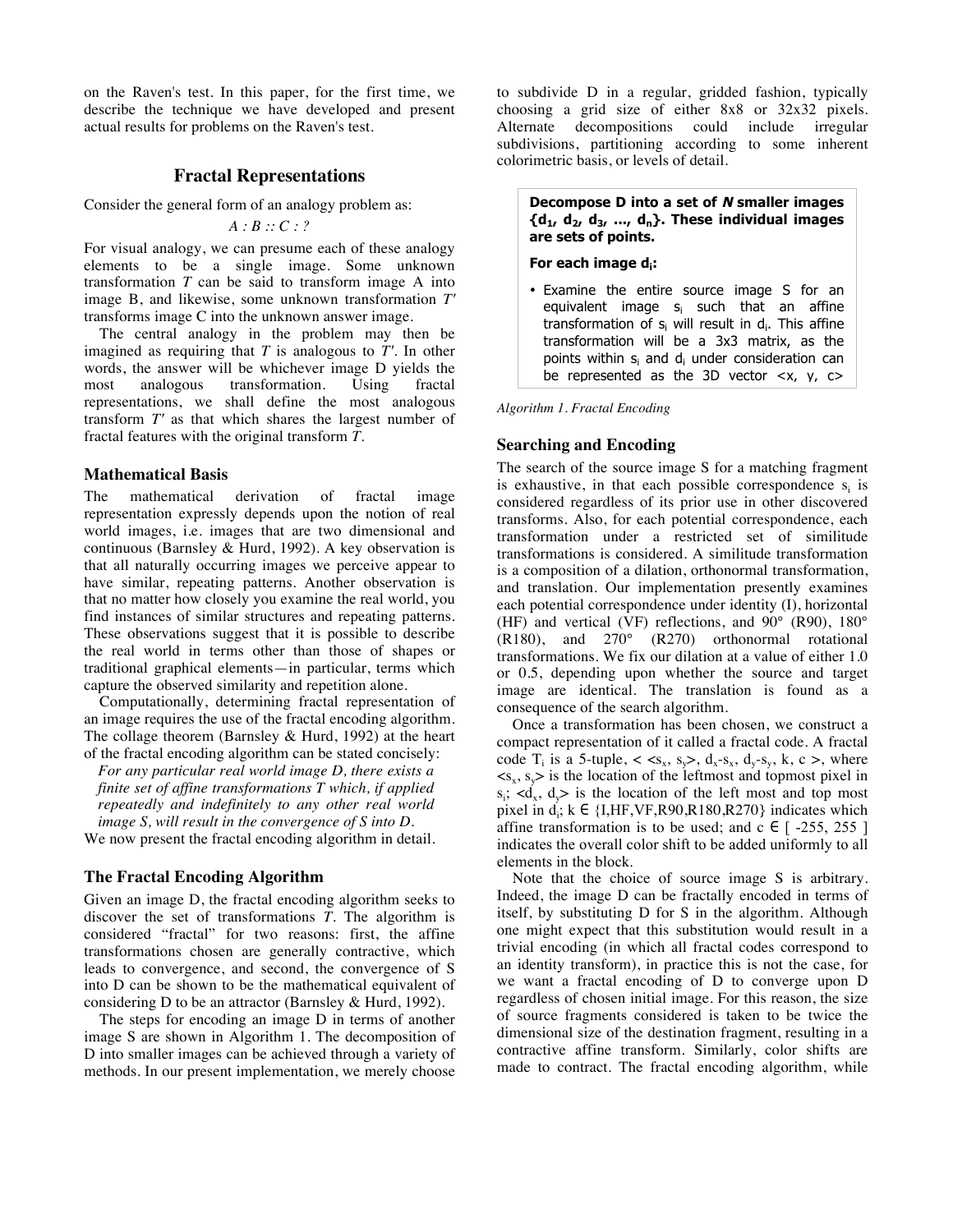on the Raven's test. In this paper, for the first time, we describe the technique we have developed and present actual results for problems on the Raven's test.

## Fractal Representations

Consider the general form of an analogy problem as:

$$A : B :: C : ?$$

For visual analogy, we can presume each of these analogy elements to be a single image. Some unknown transformation $T$ can be said to transform image A into image B, and likewise, some unknown transformation $T'$ transforms image C into the unknown answer image.

The central analogy in the problem may then be imagined as requiring that $T$ is analogous to $T'$. In other words, the answer will be whichever image D yields the most analogous transformation. Using fractal representations, we shall define the most analogous transform $T'$ as that which shares the largest number of fractal features with the original transform $T$.

### Mathematical Basis

The mathematical derivation of fractal image representation expressly depends upon the notion of real world images, i.e. images that are two dimensional and continuous (Barnsley & Hurd, 1992). A key observation is that all naturally occurring images we perceive appear to have similar, repeating patterns. Another observation is that no matter how closely you examine the real world, you find instances of similar structures and repeating patterns. These observations suggest that it is possible to describe the real world in terms other than those of shapes or traditional graphical elements—in particular, terms which capture the observed similarity and repetition alone.

Computationally, determining fractal representation of an image requires the use of the fractal encoding algorithm. The collage theorem (Barnsley & Hurd, 1992) at the heart of the fractal encoding algorithm can be stated concisely:

*For any particular real world image D, there exists a finite set of affine transformations T which, if applied repeatedly and indefinitely to any other real world image S, will result in the convergence of S into D.*

We now present the fractal encoding algorithm in detail.

### The Fractal Encoding Algorithm

Given an image D, the fractal encoding algorithm seeks to discover the set of transformations $T$. The algorithm is considered "fractal" for two reasons: first, the affine transformations chosen are generally contractive, which leads to convergence, and second, the convergence of S into D can be shown to be the mathematical equivalent of considering D to be an attractor (Barnsley & Hurd, 1992).

The steps for encoding an image D in terms of another image S are shown in Algorithm 1. The decomposition of D into smaller images can be achieved through a variety of methods. In our present implementation, we merely choose to subdivide D in a regular, gridded fashion, typically choosing a grid size of either 8x8 or 32x32 pixels. Alternate decompositions could include irregular subdivisions, partitioning according to some inherent colorimetric basis, or levels of detail.

**Decompose D into a set of *N* smaller images $\{d_1, d_2, d_3, \ldots, d_n\}$. These individual images are sets of points.**

**For each image $d_i$:**

- Examine the entire source image S for an equivalent image $s_i$ such that an affine transformation of $s_i$ will result in $d_i$. This affine transformation will be a 3x3 matrix, as the points within $s_i$ and $d_i$ under consideration can be represented as the 3D vector $<x, y, c>$

*Algorithm 1. Fractal Encoding*

### Searching and Encoding

The search of the source image S for a matching fragment is exhaustive, in that each possible correspondence $s_i$ is considered regardless of its prior use in other discovered transforms. Also, for each potential correspondence, each transformation under a restricted set of similitude transformations is considered. A similitude transformation is a composition of a dilation, orthonormal transformation, and translation. Our implementation presently examines each potential correspondence under identity (I), horizontal (HF) and vertical (VF) reflections, and 90° (R90), 180° (R180), and 270° (R270) orthonormal rotational transformations. We fix our dilation at a value of either 1.0 or 0.5, depending upon whether the source and target image are identical. The translation is found as a consequence of the search algorithm.

Once a transformation has been chosen, we construct a compact representation of it called a fractal code. A fractal code $T_i$ is a 5-tuple, $< <s_x, s_y>, d_x\text{-}s_x, d_y\text{-}s_y, k, c >$, where $<s_x, s_y>$ is the location of the leftmost and topmost pixel in $s_i$; $<d_x, d_y>$ is the location of the left most and top most pixel in $d_i$; $k \in \{I, HF, VF, R90, R180, R270\}$ indicates which affine transformation is to be used; and $c \in [\,-255, 255\,]$ indicates the overall color shift to be added uniformly to all elements in the block.

Note that the choice of source image S is arbitrary. Indeed, the image D can be fractally encoded in terms of itself, by substituting D for S in the algorithm. Although one might expect that this substitution would result in a trivial encoding (in which all fractal codes correspond to an identity transform), in practice this is not the case, for we want a fractal encoding of D to converge upon D regardless of chosen initial image. For this reason, the size of source fragments considered is taken to be twice the dimensional size of the destination fragment, resulting in a contractive affine transform. Similarly, color shifts are made to contract. The fractal encoding algorithm, while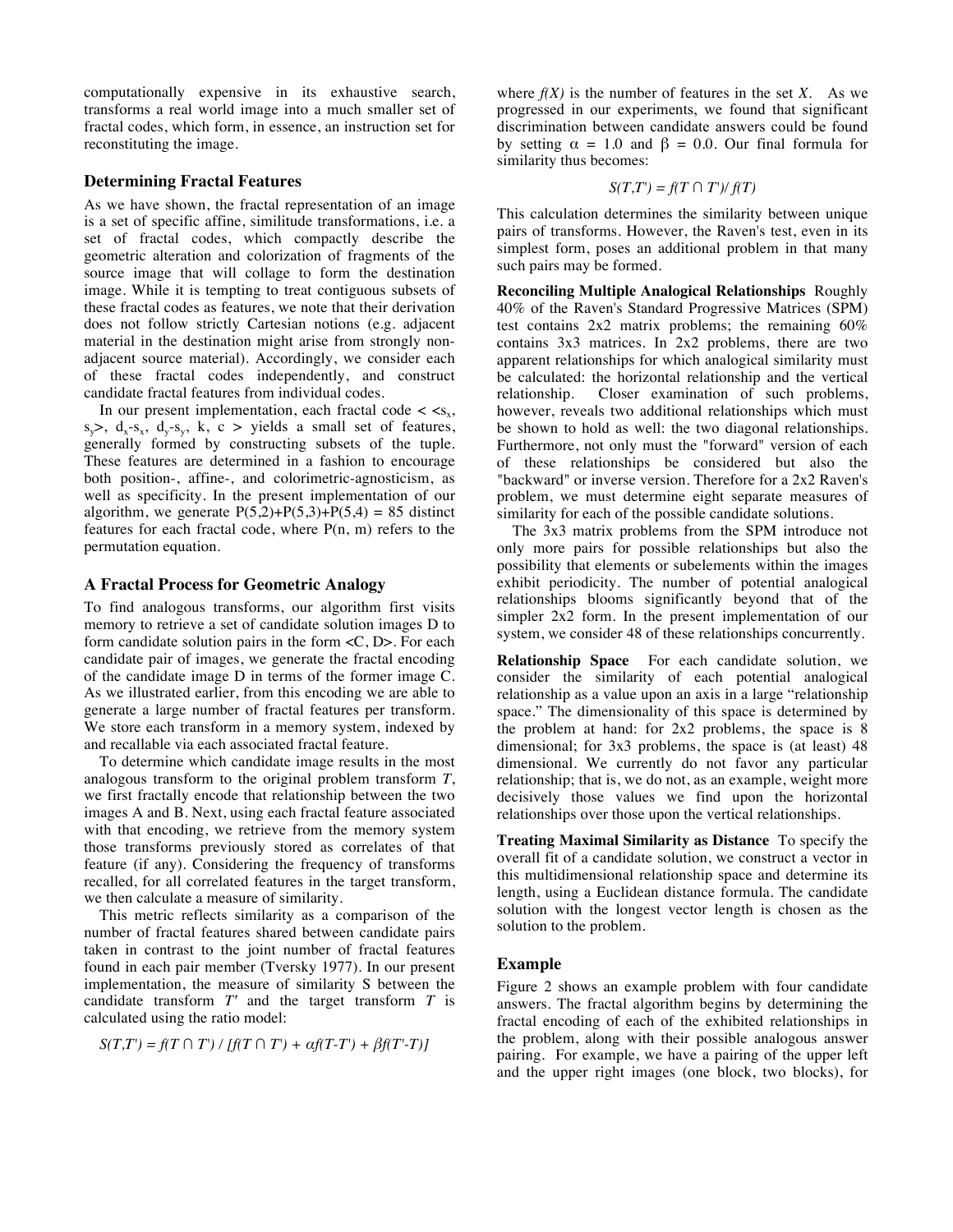computationally expensive in its exhaustive search, transforms a real world image into a much smaller set of fractal codes, which form, in essence, an instruction set for reconstituting the image.

### Determining Fractal Features

As we have shown, the fractal representation of an image is a set of specific affine, similitude transformations, i.e. a set of fractal codes, which compactly describe the geometric alteration and colorization of fragments of the source image that will collage to form the destination image. While it is tempting to treat contiguous subsets of these fractal codes as features, we note that their derivation does not follow strictly Cartesian notions (e.g. adjacent material in the destination might arise from strongly non-adjacent source material). Accordingly, we consider each of these fractal codes independently, and construct candidate fractal features from individual codes.

In our present implementation, each fractal code $< <s_x, s_y>, d_x\text{-}s_x, d_y\text{-}s_y, k, c >$ yields a small set of features, generally formed by constructing subsets of the tuple. These features are determined in a fashion to encourage both position-, affine-, and colorimetric-agnosticism, as well as specificity. In the present implementation of our algorithm, we generate $P(5,2)+P(5,3)+P(5,4) = 85$ distinct features for each fractal code, where P(n, m) refers to the permutation equation.

### A Fractal Process for Geometric Analogy

To find analogous transforms, our algorithm first visits memory to retrieve a set of candidate solution images D to form candidate solution pairs in the form <C, D>. For each candidate pair of images, we generate the fractal encoding of the candidate image D in terms of the former image C. As we illustrated earlier, from this encoding we are able to generate a large number of fractal features per transform. We store each transform in a memory system, indexed by and recallable via each associated fractal feature.

To determine which candidate image results in the most analogous transform to the original problem transform *T*, we first fractally encode that relationship between the two images A and B. Next, using each fractal feature associated with that encoding, we retrieve from the memory system those transforms previously stored as correlates of that feature (if any). Considering the frequency of transforms recalled, for all correlated features in the target transform, we then calculate a measure of similarity.

This metric reflects similarity as a comparison of the number of fractal features shared between candidate pairs taken in contrast to the joint number of fractal features found in each pair member (Tversky 1977). In our present implementation, the measure of similarity S between the candidate transform *T′* and the target transform *T* is calculated using the ratio model:

$$S(T,T') = f(T \cap T') / [f(T \cap T') + \alpha f(T-T') + \beta f(T'-T)]$$

where $f(X)$ is the number of features in the set $X$. As we progressed in our experiments, we found that significant discrimination between candidate answers could be found by setting $\alpha = 1.0$ and $\beta = 0.0$. Our final formula for similarity thus becomes:

$$S(T,T') = f(T \cap T') / f(T)$$

This calculation determines the similarity between unique pairs of transforms. However, the Raven's test, even in its simplest form, poses an additional problem in that many such pairs may be formed.

**Reconciling Multiple Analogical Relationships** Roughly 40% of the Raven's Standard Progressive Matrices (SPM) test contains 2x2 matrix problems; the remaining 60% contains 3x3 matrices. In 2x2 problems, there are two apparent relationships for which analogical similarity must be calculated: the horizontal relationship and the vertical relationship. Closer examination of such problems, however, reveals two additional relationships which must be shown to hold as well: the two diagonal relationships. Furthermore, not only must the "forward" version of each of these relationships be considered but also the "backward" or inverse version. Therefore for a 2x2 Raven's problem, we must determine eight separate measures of similarity for each of the possible candidate solutions.

The 3x3 matrix problems from the SPM introduce not only more pairs for possible relationships but also the possibility that elements or subelements within the images exhibit periodicity. The number of potential analogical relationships blooms significantly beyond that of the simpler 2x2 form. In the present implementation of our system, we consider 48 of these relationships concurrently.

**Relationship Space** For each candidate solution, we consider the similarity of each potential analogical relationship as a value upon an axis in a large "relationship space." The dimensionality of this space is determined by the problem at hand: for 2x2 problems, the space is 8 dimensional; for 3x3 problems, the space is (at least) 48 dimensional. We currently do not favor any particular relationship; that is, we do not, as an example, weight more decisively those values we find upon the horizontal relationships over those upon the vertical relationships.

**Treating Maximal Similarity as Distance** To specify the overall fit of a candidate solution, we construct a vector in this multidimensional relationship space and determine its length, using a Euclidean distance formula. The candidate solution with the longest vector length is chosen as the solution to the problem.

### Example

Figure 2 shows an example problem with four candidate answers. The fractal algorithm begins by determining the fractal encoding of each of the exhibited relationships in the problem, along with their possible analogous answer pairing. For example, we have a pairing of the upper left and the upper right images (one block, two blocks), for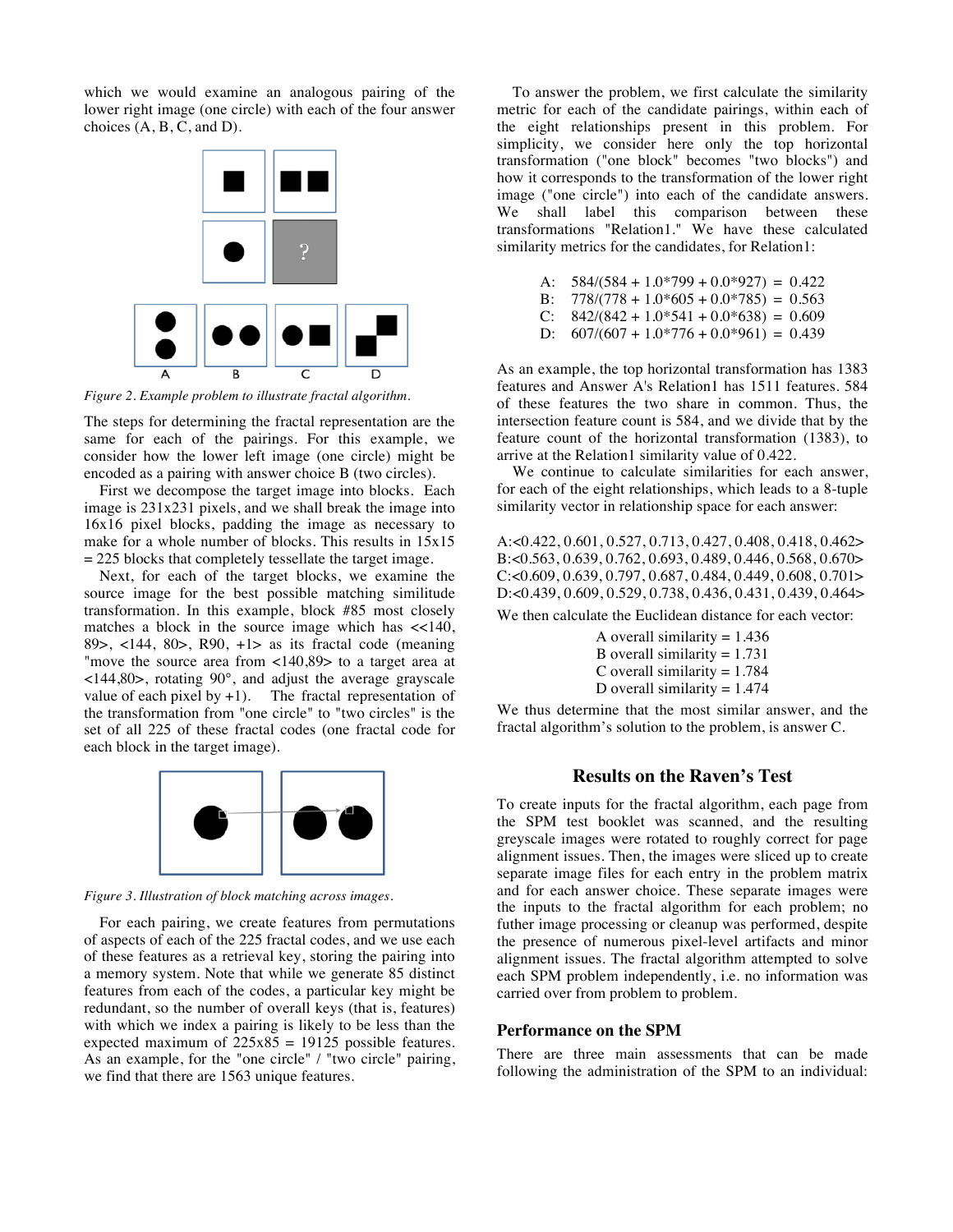which we would examine an analogous pairing of the lower right image (one circle) with each of the four answer choices (A, B, C, and D).

*Figure 2. Example problem to illustrate fractal algorithm.*

The steps for determining the fractal representation are the same for each of the pairings. For this example, we consider how the lower left image (one circle) might be encoded as a pairing with answer choice B (two circles).

First we decompose the target image into blocks. Each image is 231x231 pixels, and we shall break the image into 16x16 pixel blocks, padding the image as necessary to make for a whole number of blocks. This results in 15x15 = 225 blocks that completely tessellate the target image.

Next, for each of the target blocks, we examine the source image for the best possible matching similitude transformation. In this example, block #85 most closely matches a block in the source image which has <<140, 89>, <144, 80>, R90, +1> as its fractal code (meaning "move the source area from <140,89> to a target area at <144,80>, rotating 90°, and adjust the average grayscale value of each pixel by +1). The fractal representation of the transformation from "one circle" to "two circles" is the set of all 225 of these fractal codes (one fractal code for each block in the target image).

*Figure 3. Illustration of block matching across images.*

For each pairing, we create features from permutations of aspects of each of the 225 fractal codes, and we use each of these features as a retrieval key, storing the pairing into a memory system. Note that while we generate 85 distinct features from each of the codes, a particular key might be redundant, so the number of overall keys (that is, features) with which we index a pairing is likely to be less than the expected maximum of 225x85 = 19125 possible features. As an example, for the "one circle" / "two circle" pairing, we find that there are 1563 unique features.

To answer the problem, we first calculate the similarity metric for each of the candidate pairings, within each of the eight relationships present in this problem. For simplicity, we consider here only the top horizontal transformation ("one block" becomes "two blocks") and how it corresponds to the transformation of the lower right image ("one circle") into each of the candidate answers. We shall label this comparison between these transformations "Relation1." We have these calculated similarity metrics for the candidates, for Relation1:

A: 584/(584 + 1.0\*799 + 0.0\*927) = 0.422
B: 778/(778 + 1.0\*605 + 0.0\*785) = 0.563
C: 842/(842 + 1.0\*541 + 0.0\*638) = 0.609
D: 607/(607 + 1.0\*776 + 0.0\*961) = 0.439

As an example, the top horizontal transformation has 1383 features and Answer A's Relation1 has 1511 features. 584 of these features the two share in common. Thus, the intersection feature count is 584, and we divide that by the feature count of the horizontal transformation (1383), to arrive at the Relation1 similarity value of 0.422.

We continue to calculate similarities for each answer, for each of the eight relationships, which leads to a 8-tuple similarity vector in relationship space for each answer:

A:<0.422, 0.601, 0.527, 0.713, 0.427, 0.408, 0.418, 0.462>
B:<0.563, 0.639, 0.762, 0.693, 0.489, 0.446, 0.568, 0.670>
C:<0.609, 0.639, 0.797, 0.687, 0.484, 0.449, 0.608, 0.701>
D:<0.439, 0.609, 0.529, 0.738, 0.436, 0.431, 0.439, 0.464>

We then calculate the Euclidean distance for each vector:

A overall similarity = 1.436
B overall similarity = 1.731
C overall similarity = 1.784
D overall similarity = 1.474

We thus determine that the most similar answer, and the fractal algorithm's solution to the problem, is answer C.

## Results on the Raven's Test

To create inputs for the fractal algorithm, each page from the SPM test booklet was scanned, and the resulting greyscale images were rotated to roughly correct for page alignment issues. Then, the images were sliced up to create separate image files for each entry in the problem matrix and for each answer choice. These separate images were the inputs to the fractal algorithm for each problem; no futher image processing or cleanup was performed, despite the presence of numerous pixel-level artifacts and minor alignment issues. The fractal algorithm attempted to solve each SPM problem independently, i.e. no information was carried over from problem to problem.

### Performance on the SPM

There are three main assessments that can be made following the administration of the SPM to an individual: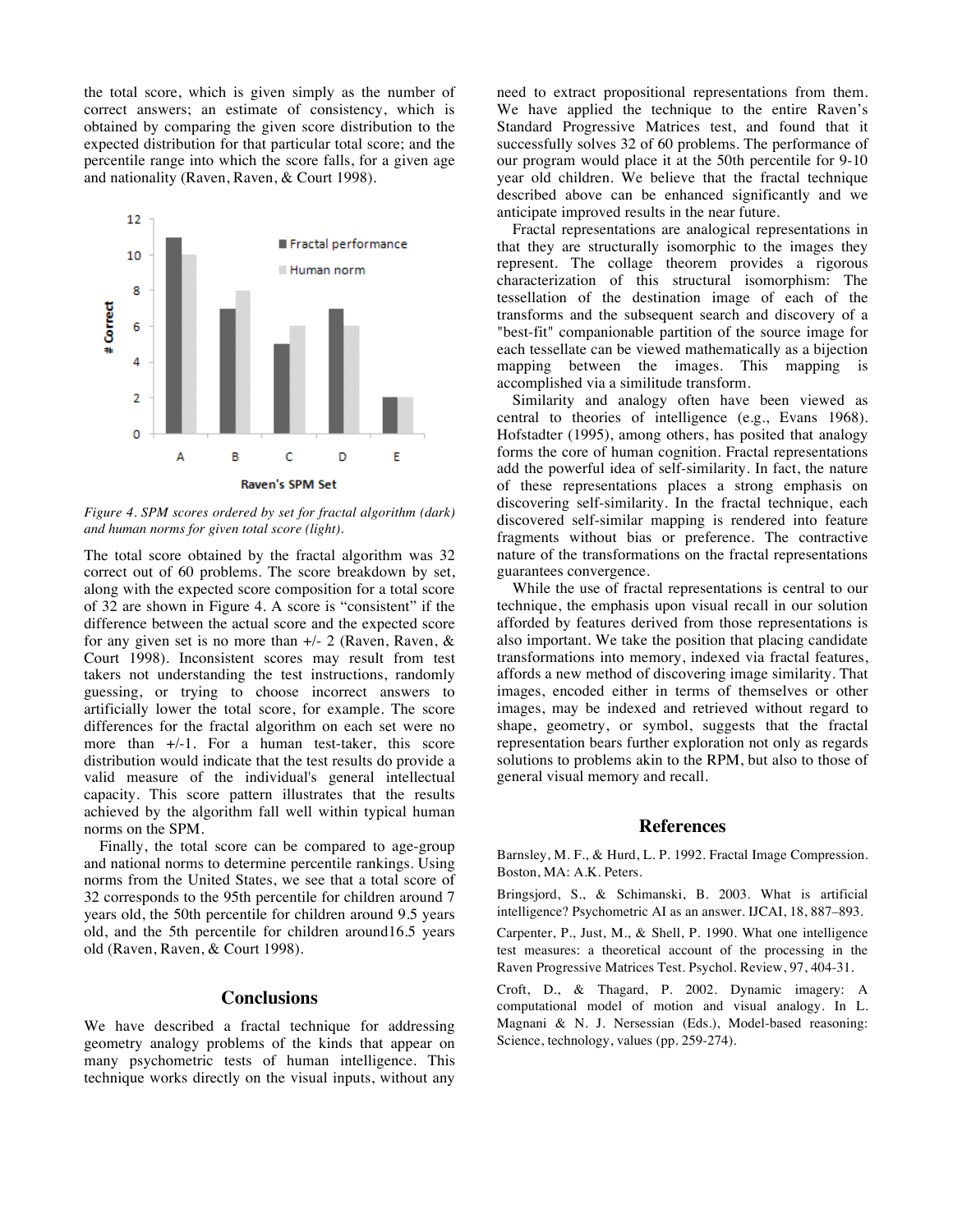the total score, which is given simply as the number of correct answers; an estimate of consistency, which is obtained by comparing the given score distribution to the expected distribution for that particular total score; and the percentile range into which the score falls, for a given age and nationality (Raven, Raven, & Court 1998).

*Figure 4. SPM scores ordered by set for fractal algorithm (dark) and human norms for given total score (light).*

The total score obtained by the fractal algorithm was 32 correct out of 60 problems. The score breakdown by set, along with the expected score composition for a total score of 32 are shown in Figure 4. A score is "consistent" if the difference between the actual score and the expected score for any given set is no more than +/- 2 (Raven, Raven, & Court 1998). Inconsistent scores may result from test takers not understanding the test instructions, randomly guessing, or trying to choose incorrect answers to artificially lower the total score, for example. The score differences for the fractal algorithm on each set were no more than +/-1. For a human test-taker, this score distribution would indicate that the test results do provide a valid measure of the individual's general intellectual capacity. This score pattern illustrates that the results achieved by the algorithm fall well within typical human norms on the SPM.

Finally, the total score can be compared to age-group and national norms to determine percentile rankings. Using norms from the United States, we see that a total score of 32 corresponds to the 95th percentile for children around 7 years old, the 50th percentile for children around 9.5 years old, and the 5th percentile for children around16.5 years old (Raven, Raven, & Court 1998).

## Conclusions

We have described a fractal technique for addressing geometry analogy problems of the kinds that appear on many psychometric tests of human intelligence. This technique works directly on the visual inputs, without any need to extract propositional representations from them. We have applied the technique to the entire Raven's Standard Progressive Matrices test, and found that it successfully solves 32 of 60 problems. The performance of our program would place it at the 50th percentile for 9-10 year old children. We believe that the fractal technique described above can be enhanced significantly and we anticipate improved results in the near future.

Fractal representations are analogical representations in that they are structurally isomorphic to the images they represent. The collage theorem provides a rigorous characterization of this structural isomorphism: The tessellation of the destination image of each of the transforms and the subsequent search and discovery of a "best-fit" companionable partition of the source image for each tessellate can be viewed mathematically as a bijection mapping between the images. This mapping is accomplished via a similitude transform.

Similarity and analogy often have been viewed as central to theories of intelligence (e.g., Evans 1968). Hofstadter (1995), among others, has posited that analogy forms the core of human cognition. Fractal representations add the powerful idea of self-similarity. In fact, the nature of these representations places a strong emphasis on discovering self-similarity. In the fractal technique, each discovered self-similar mapping is rendered into feature fragments without bias or preference. The contractive nature of the transformations on the fractal representations guarantees convergence.

While the use of fractal representations is central to our technique, the emphasis upon visual recall in our solution afforded by features derived from those representations is also important. We take the position that placing candidate transformations into memory, indexed via fractal features, affords a new method of discovering image similarity. That images, encoded either in terms of themselves or other images, may be indexed and retrieved without regard to shape, geometry, or symbol, suggests that the fractal representation bears further exploration not only as regards solutions to problems akin to the RPM, but also to those of general visual memory and recall.

## References

Barnsley, M. F., & Hurd, L. P. 1992. Fractal Image Compression. Boston, MA: A.K. Peters.

Bringsjord, S., & Schimanski, B. 2003. What is artificial intelligence? Psychometric AI as an answer. IJCAI, 18, 887–893.

Carpenter, P., Just, M., & Shell, P. 1990. What one intelligence test measures: a theoretical account of the processing in the Raven Progressive Matrices Test. Psychol. Review, 97, 404-31.

Croft, D., & Thagard, P. 2002. Dynamic imagery: A computational model of motion and visual analogy. In L. Magnani & N. J. Nersessian (Eds.), Model-based reasoning: Science, technology, values (pp. 259-274).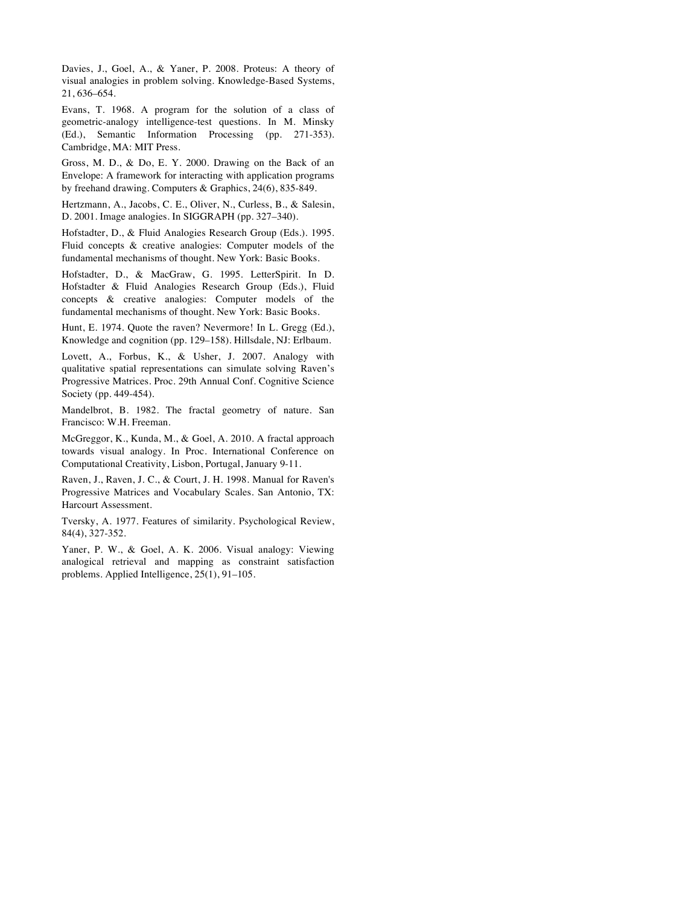Davies, J., Goel, A., & Yaner, P. 2008. Proteus: A theory of visual analogies in problem solving. Knowledge-Based Systems, 21, 636–654.

Evans, T. 1968. A program for the solution of a class of geometric-analogy intelligence-test questions. In M. Minsky (Ed.), Semantic Information Processing (pp. 271-353). Cambridge, MA: MIT Press.

Gross, M. D., & Do, E. Y. 2000. Drawing on the Back of an Envelope: A framework for interacting with application programs by freehand drawing. Computers & Graphics, 24(6), 835-849.

Hertzmann, A., Jacobs, C. E., Oliver, N., Curless, B., & Salesin, D. 2001. Image analogies. In SIGGRAPH (pp. 327–340).

Hofstadter, D., & Fluid Analogies Research Group (Eds.). 1995. Fluid concepts & creative analogies: Computer models of the fundamental mechanisms of thought. New York: Basic Books.

Hofstadter, D., & MacGraw, G. 1995. LetterSpirit. In D. Hofstadter & Fluid Analogies Research Group (Eds.), Fluid concepts & creative analogies: Computer models of the fundamental mechanisms of thought. New York: Basic Books.

Hunt, E. 1974. Quote the raven? Nevermore! In L. Gregg (Ed.), Knowledge and cognition (pp. 129–158). Hillsdale, NJ: Erlbaum.

Lovett, A., Forbus, K., & Usher, J. 2007. Analogy with qualitative spatial representations can simulate solving Raven's Progressive Matrices. Proc. 29th Annual Conf. Cognitive Science Society (pp. 449-454).

Mandelbrot, B. 1982. The fractal geometry of nature. San Francisco: W.H. Freeman.

McGreggor, K., Kunda, M., & Goel, A. 2010. A fractal approach towards visual analogy. In Proc. International Conference on Computational Creativity, Lisbon, Portugal, January 9-11.

Raven, J., Raven, J. C., & Court, J. H. 1998. Manual for Raven's Progressive Matrices and Vocabulary Scales. San Antonio, TX: Harcourt Assessment.

Tversky, A. 1977. Features of similarity. Psychological Review, 84(4), 327-352.

Yaner, P. W., & Goel, A. K. 2006. Visual analogy: Viewing analogical retrieval and mapping as constraint satisfaction problems. Applied Intelligence, 25(1), 91–105.